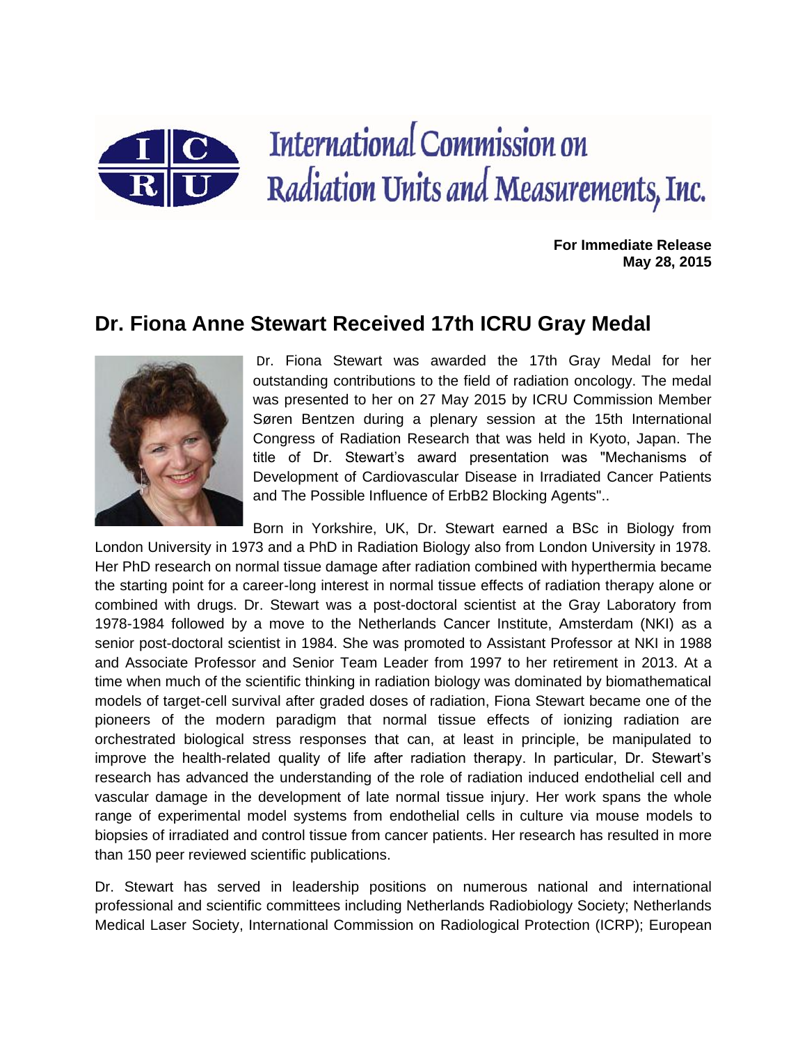International Commission on Radiation Units and Measurements, Inc.

**For Immediate Release**
**May 28, 2015**

## Dr. Fiona Anne Stewart Received 17th ICRU Gray Medal

Dr. Fiona Stewart was awarded the 17th Gray Medal for her outstanding contributions to the field of radiation oncology. The medal was presented to her on 27 May 2015 by ICRU Commission Member Søren Bentzen during a plenary session at the 15th International Congress of Radiation Research that was held in Kyoto, Japan. The title of Dr. Stewart's award presentation was "Mechanisms of Development of Cardiovascular Disease in Irradiated Cancer Patients and The Possible Influence of ErbB2 Blocking Agents"..

Born in Yorkshire, UK, Dr. Stewart earned a BSc in Biology from London University in 1973 and a PhD in Radiation Biology also from London University in 1978. Her PhD research on normal tissue damage after radiation combined with hyperthermia became the starting point for a career-long interest in normal tissue effects of radiation therapy alone or combined with drugs. Dr. Stewart was a post-doctoral scientist at the Gray Laboratory from 1978-1984 followed by a move to the Netherlands Cancer Institute, Amsterdam (NKI) as a senior post-doctoral scientist in 1984. She was promoted to Assistant Professor at NKI in 1988 and Associate Professor and Senior Team Leader from 1997 to her retirement in 2013. At a time when much of the scientific thinking in radiation biology was dominated by biomathematical models of target-cell survival after graded doses of radiation, Fiona Stewart became one of the pioneers of the modern paradigm that normal tissue effects of ionizing radiation are orchestrated biological stress responses that can, at least in principle, be manipulated to improve the health-related quality of life after radiation therapy. In particular, Dr. Stewart's research has advanced the understanding of the role of radiation induced endothelial cell and vascular damage in the development of late normal tissue injury. Her work spans the whole range of experimental model systems from endothelial cells in culture via mouse models to biopsies of irradiated and control tissue from cancer patients. Her research has resulted in more than 150 peer reviewed scientific publications.

Dr. Stewart has served in leadership positions on numerous national and international professional and scientific committees including Netherlands Radiobiology Society; Netherlands Medical Laser Society, International Commission on Radiological Protection (ICRP); European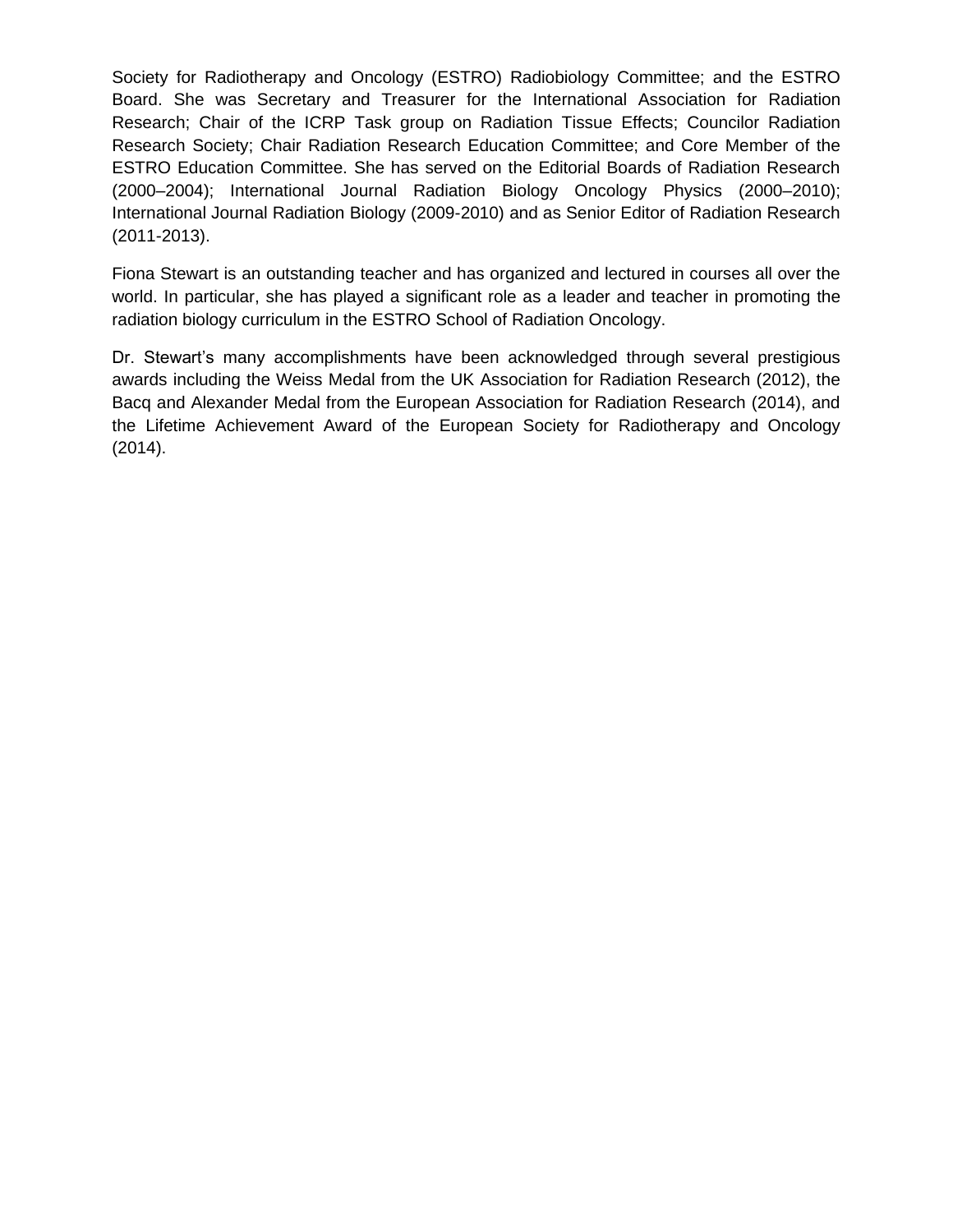Society for Radiotherapy and Oncology (ESTRO) Radiobiology Committee; and the ESTRO Board. She was Secretary and Treasurer for the International Association for Radiation Research; Chair of the ICRP Task group on Radiation Tissue Effects; Councilor Radiation Research Society; Chair Radiation Research Education Committee; and Core Member of the ESTRO Education Committee. She has served on the Editorial Boards of Radiation Research (2000–2004); International Journal Radiation Biology Oncology Physics (2000–2010); International Journal Radiation Biology (2009-2010) and as Senior Editor of Radiation Research (2011-2013).

Fiona Stewart is an outstanding teacher and has organized and lectured in courses all over the world. In particular, she has played a significant role as a leader and teacher in promoting the radiation biology curriculum in the ESTRO School of Radiation Oncology.

Dr. Stewart's many accomplishments have been acknowledged through several prestigious awards including the Weiss Medal from the UK Association for Radiation Research (2012), the Bacq and Alexander Medal from the European Association for Radiation Research (2014), and the Lifetime Achievement Award of the European Society for Radiotherapy and Oncology (2014).